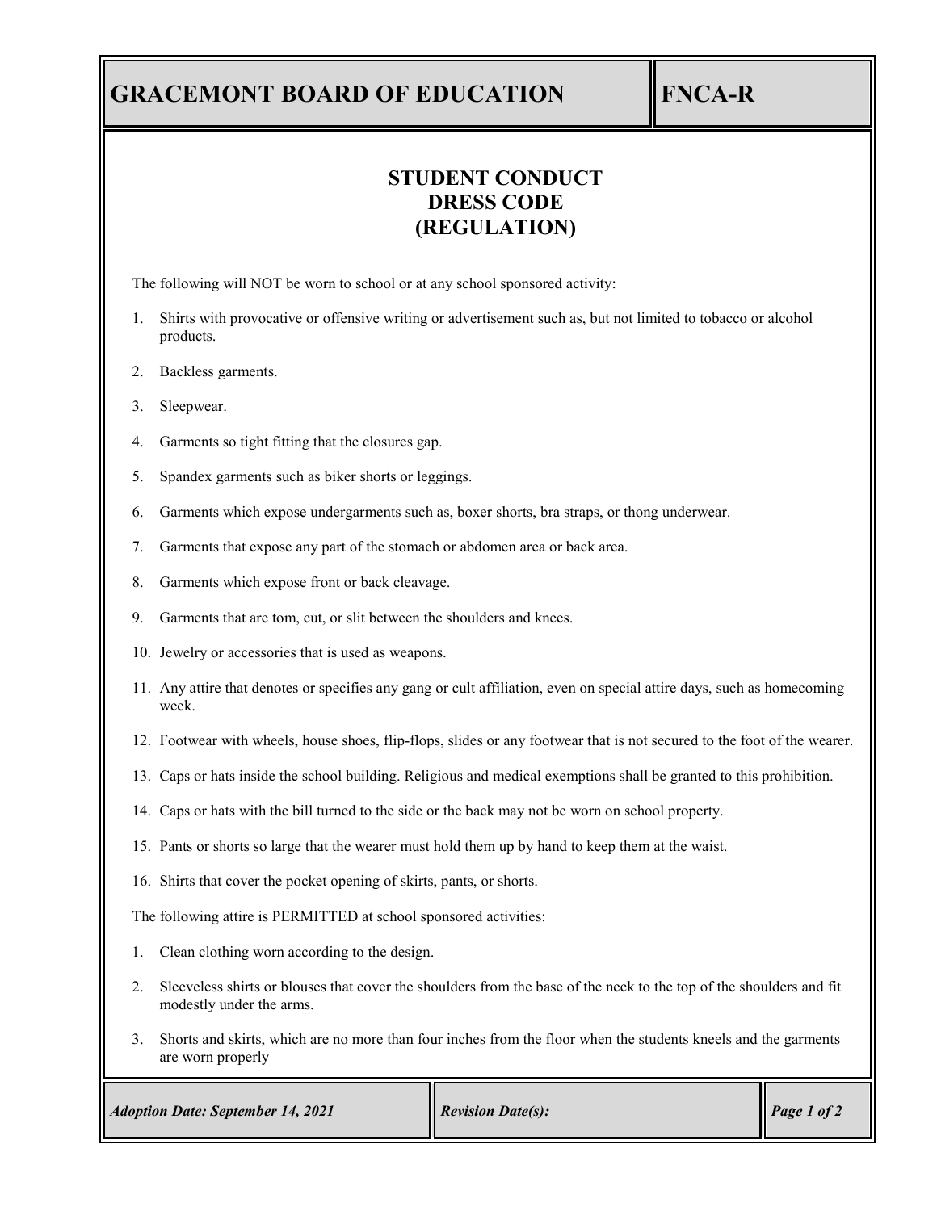# GRACEMONT BOARD OF EDUCATION

**FNCA-R**

## STUDENT CONDUCT
## DRESS CODE
## (REGULATION)

The following will NOT be worn to school or at any school sponsored activity:

1. Shirts with provocative or offensive writing or advertisement such as, but not limited to tobacco or alcohol products.
2. Backless garments.
3. Sleepwear.
4. Garments so tight fitting that the closures gap.
5. Spandex garments such as biker shorts or leggings.
6. Garments which expose undergarments such as, boxer shorts, bra straps, or thong underwear.
7. Garments that expose any part of the stomach or abdomen area or back area.
8. Garments which expose front or back cleavage.
9. Garments that are tom, cut, or slit between the shoulders and knees.
10. Jewelry or accessories that is used as weapons.
11. Any attire that denotes or specifies any gang or cult affiliation, even on special attire days, such as homecoming week.
12. Footwear with wheels, house shoes, flip-flops, slides or any footwear that is not secured to the foot of the wearer.
13. Caps or hats inside the school building. Religious and medical exemptions shall be granted to this prohibition.
14. Caps or hats with the bill turned to the side or the back may not be worn on school property.
15. Pants or shorts so large that the wearer must hold them up by hand to keep them at the waist.
16. Shirts that cover the pocket opening of skirts, pants, or shorts.

The following attire is PERMITTED at school sponsored activities:

1. Clean clothing worn according to the design.
2. Sleeveless shirts or blouses that cover the shoulders from the base of the neck to the top of the shoulders and fit modestly under the arms.
3. Shorts and skirts, which are no more than four inches from the floor when the students kneels and the garments are worn properly

*Adoption Date: September 14, 2021* | *Revision Date(s):*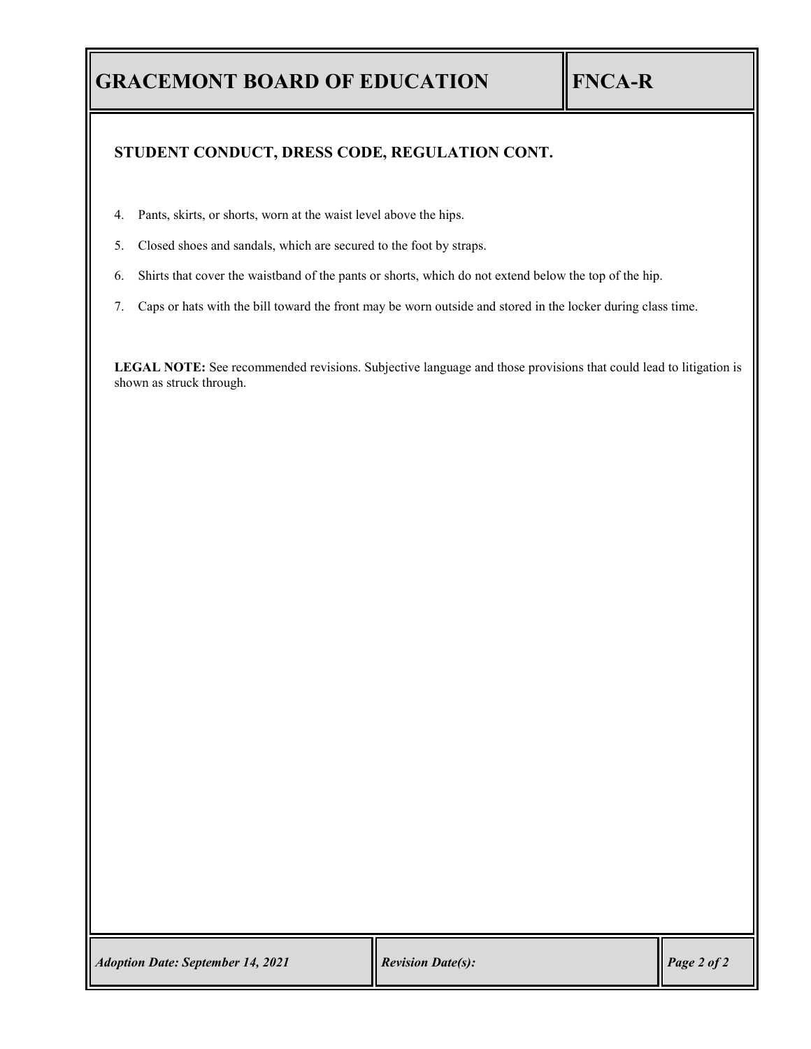### STUDENT CONDUCT, DRESS CODE, REGULATION CONT.

4. Pants, skirts, or shorts, worn at the waist level above the hips.
5. Closed shoes and sandals, which are secured to the foot by straps.
6. Shirts that cover the waistband of the pants or shorts, which do not extend below the top of the hip.
7. Caps or hats with the bill toward the front may be worn outside and stored in the locker during class time.

**LEGAL NOTE:** See recommended revisions. Subjective language and those provisions that could lead to litigation is shown as struck through.

***Adoption Date: September 14, 2021*** | ***Revision Date(s):***